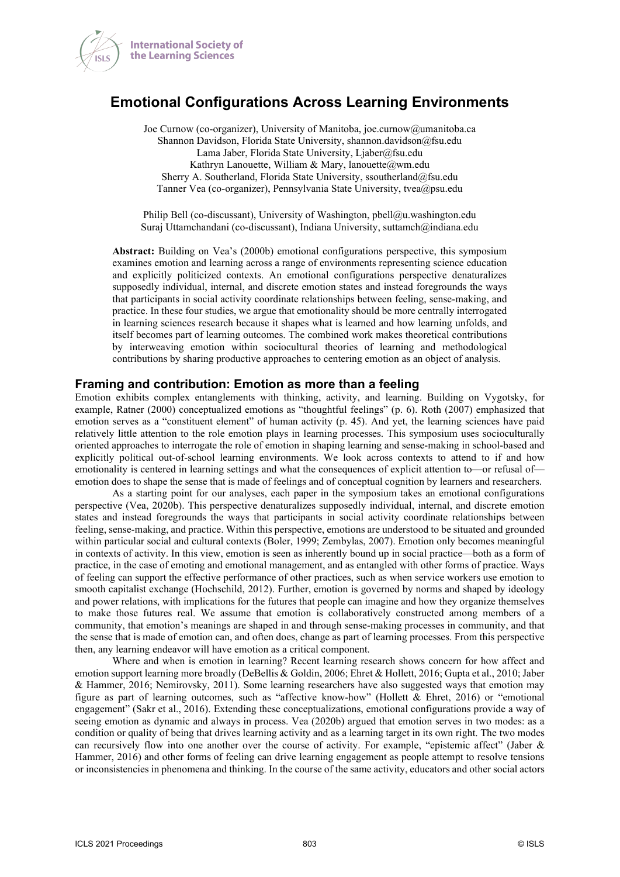# Emotional Configurations Across Learning Environments

Joe Curnow (co-organizer), University of Manitoba, joe.curnow@umanitoba.ca
Shannon Davidson, Florida State University, shannon.davidson@fsu.edu
Lama Jaber, Florida State University, Ljaber@fsu.edu
Kathryn Lanouette, William & Mary, lanouette@wm.edu
Sherry A. Southerland, Florida State University, ssoutherland@fsu.edu
Tanner Vea (co-organizer), Pennsylvania State University, tvea@psu.edu

Philip Bell (co-discussant), University of Washington, pbell@u.washington.edu
Suraj Uttamchandani (co-discussant), Indiana University, suttamch@indiana.edu

**Abstract:** Building on Vea's (2000b) emotional configurations perspective, this symposium examines emotion and learning across a range of environments representing science education and explicitly politicized contexts. An emotional configurations perspective denaturalizes supposedly individual, internal, and discrete emotion states and instead foregrounds the ways that participants in social activity coordinate relationships between feeling, sense-making, and practice. In these four studies, we argue that emotionality should be more centrally interrogated in learning sciences research because it shapes what is learned and how learning unfolds, and itself becomes part of learning outcomes. The combined work makes theoretical contributions by interweaving emotion within sociocultural theories of learning and methodological contributions by sharing productive approaches to centering emotion as an object of analysis.

## Framing and contribution: Emotion as more than a feeling

Emotion exhibits complex entanglements with thinking, activity, and learning. Building on Vygotsky, for example, Ratner (2000) conceptualized emotions as "thoughtful feelings" (p. 6). Roth (2007) emphasized that emotion serves as a "constituent element" of human activity (p. 45). And yet, the learning sciences have paid relatively little attention to the role emotion plays in learning processes. This symposium uses socioculturally oriented approaches to interrogate the role of emotion in shaping learning and sense-making in school-based and explicitly political out-of-school learning environments. We look across contexts to attend to if and how emotionality is centered in learning settings and what the consequences of explicit attention to—or refusal of—emotion does to shape the sense that is made of feelings and of conceptual cognition by learners and researchers.

As a starting point for our analyses, each paper in the symposium takes an emotional configurations perspective (Vea, 2020b). This perspective denaturalizes supposedly individual, internal, and discrete emotion states and instead foregrounds the ways that participants in social activity coordinate relationships between feeling, sense-making, and practice. Within this perspective, emotions are understood to be situated and grounded within particular social and cultural contexts (Boler, 1999; Zembylas, 2007). Emotion only becomes meaningful in contexts of activity. In this view, emotion is seen as inherently bound up in social practice—both as a form of practice, in the case of emoting and emotional management, and as entangled with other forms of practice. Ways of feeling can support the effective performance of other practices, such as when service workers use emotion to smooth capitalist exchange (Hochschild, 2012). Further, emotion is governed by norms and shaped by ideology and power relations, with implications for the futures that people can imagine and how they organize themselves to make those futures real. We assume that emotion is collaboratively constructed among members of a community, that emotion's meanings are shaped in and through sense-making processes in community, and that the sense that is made of emotion can, and often does, change as part of learning processes. From this perspective then, any learning endeavor will have emotion as a critical component.

Where and when is emotion in learning? Recent learning research shows concern for how affect and emotion support learning more broadly (DeBellis & Goldin, 2006; Ehret & Hollett, 2016; Gupta et al., 2010; Jaber & Hammer, 2016; Nemirovsky, 2011). Some learning researchers have also suggested ways that emotion may figure as part of learning outcomes, such as "affective know-how" (Hollett & Ehret, 2016) or "emotional engagement" (Sakr et al., 2016). Extending these conceptualizations, emotional configurations provide a way of seeing emotion as dynamic and always in process. Vea (2020b) argued that emotion serves in two modes: as a condition or quality of being that drives learning activity and as a learning target in its own right. The two modes can recursively flow into one another over the course of activity. For example, "epistemic affect" (Jaber & Hammer, 2016) and other forms of feeling can drive learning engagement as people attempt to resolve tensions or inconsistencies in phenomena and thinking. In the course of the same activity, educators and other social actors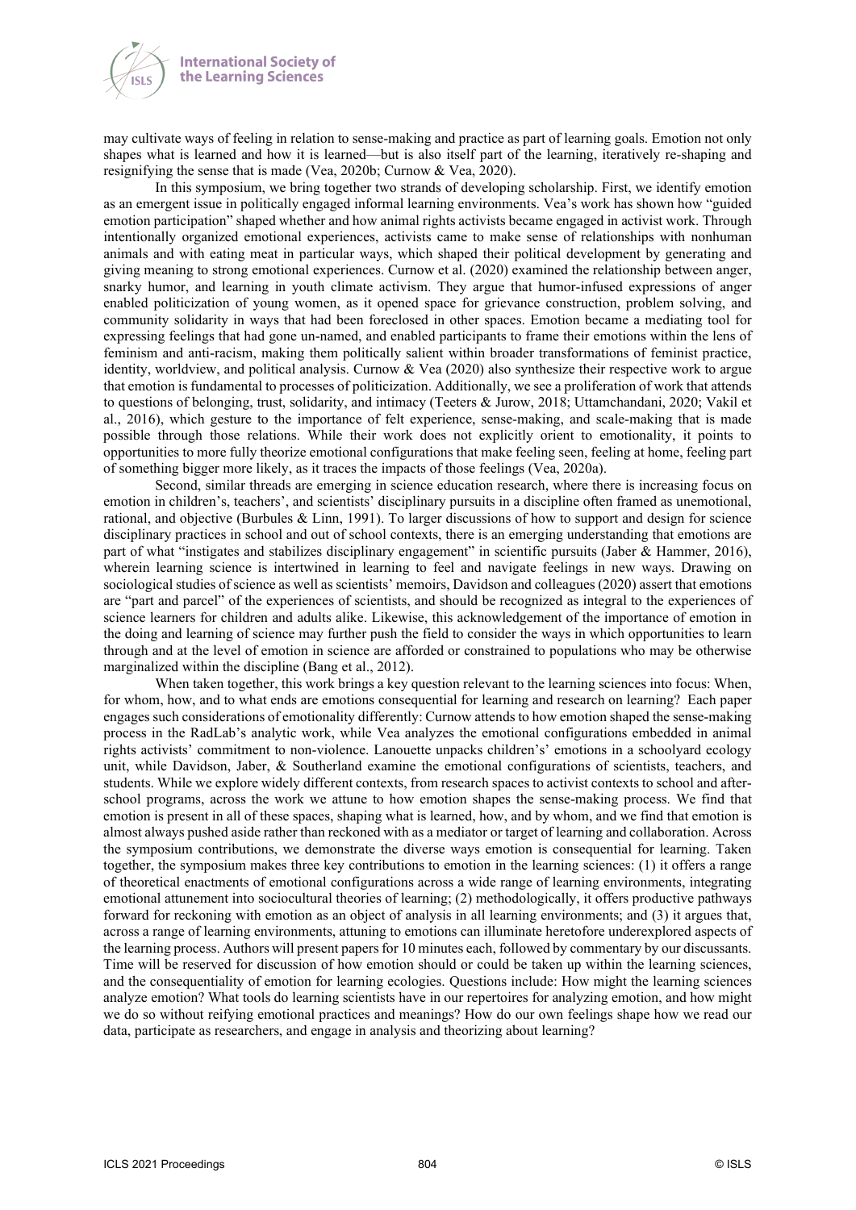may cultivate ways of feeling in relation to sense-making and practice as part of learning goals. Emotion not only shapes what is learned and how it is learned—but is also itself part of the learning, iteratively re-shaping and resignifying the sense that is made (Vea, 2020b; Curnow & Vea, 2020).

In this symposium, we bring together two strands of developing scholarship. First, we identify emotion as an emergent issue in politically engaged informal learning environments. Vea's work has shown how "guided emotion participation" shaped whether and how animal rights activists became engaged in activist work. Through intentionally organized emotional experiences, activists came to make sense of relationships with nonhuman animals and with eating meat in particular ways, which shaped their political development by generating and giving meaning to strong emotional experiences. Curnow et al. (2020) examined the relationship between anger, snarky humor, and learning in youth climate activism. They argue that humor-infused expressions of anger enabled politicization of young women, as it opened space for grievance construction, problem solving, and community solidarity in ways that had been foreclosed in other spaces. Emotion became a mediating tool for expressing feelings that had gone un-named, and enabled participants to frame their emotions within the lens of feminism and anti-racism, making them politically salient within broader transformations of feminist practice, identity, worldview, and political analysis. Curnow & Vea (2020) also synthesize their respective work to argue that emotion is fundamental to processes of politicization. Additionally, we see a proliferation of work that attends to questions of belonging, trust, solidarity, and intimacy (Teeters & Jurow, 2018; Uttamchandani, 2020; Vakil et al., 2016), which gesture to the importance of felt experience, sense-making, and scale-making that is made possible through those relations. While their work does not explicitly orient to emotionality, it points to opportunities to more fully theorize emotional configurations that make feeling seen, feeling at home, feeling part of something bigger more likely, as it traces the impacts of those feelings (Vea, 2020a).

Second, similar threads are emerging in science education research, where there is increasing focus on emotion in children's, teachers', and scientists' disciplinary pursuits in a discipline often framed as unemotional, rational, and objective (Burbules & Linn, 1991). To larger discussions of how to support and design for science disciplinary practices in school and out of school contexts, there is an emerging understanding that emotions are part of what "instigates and stabilizes disciplinary engagement" in scientific pursuits (Jaber & Hammer, 2016), wherein learning science is intertwined in learning to feel and navigate feelings in new ways. Drawing on sociological studies of science as well as scientists' memoirs, Davidson and colleagues (2020) assert that emotions are "part and parcel" of the experiences of scientists, and should be recognized as integral to the experiences of science learners for children and adults alike. Likewise, this acknowledgement of the importance of emotion in the doing and learning of science may further push the field to consider the ways in which opportunities to learn through and at the level of emotion in science are afforded or constrained to populations who may be otherwise marginalized within the discipline (Bang et al., 2012).

When taken together, this work brings a key question relevant to the learning sciences into focus: When, for whom, how, and to what ends are emotions consequential for learning and research on learning? Each paper engages such considerations of emotionality differently: Curnow attends to how emotion shaped the sense-making process in the RadLab's analytic work, while Vea analyzes the emotional configurations embedded in animal rights activists' commitment to non-violence. Lanouette unpacks children's' emotions in a schoolyard ecology unit, while Davidson, Jaber, & Southerland examine the emotional configurations of scientists, teachers, and students. While we explore widely different contexts, from research spaces to activist contexts to school and after-school programs, across the work we attune to how emotion shapes the sense-making process. We find that emotion is present in all of these spaces, shaping what is learned, how, and by whom, and we find that emotion is almost always pushed aside rather than reckoned with as a mediator or target of learning and collaboration. Across the symposium contributions, we demonstrate the diverse ways emotion is consequential for learning. Taken together, the symposium makes three key contributions to emotion in the learning sciences: (1) it offers a range of theoretical enactments of emotional configurations across a wide range of learning environments, integrating emotional attunement into sociocultural theories of learning; (2) methodologically, it offers productive pathways forward for reckoning with emotion as an object of analysis in all learning environments; and (3) it argues that, across a range of learning environments, attuning to emotions can illuminate heretofore underexplored aspects of the learning process. Authors will present papers for 10 minutes each, followed by commentary by our discussants. Time will be reserved for discussion of how emotion should or could be taken up within the learning sciences, and the consequentiality of emotion for learning ecologies. Questions include: How might the learning sciences analyze emotion? What tools do learning scientists have in our repertoires for analyzing emotion, and how might we do so without reifying emotional practices and meanings? How do our own feelings shape how we read our data, participate as researchers, and engage in analysis and theorizing about learning?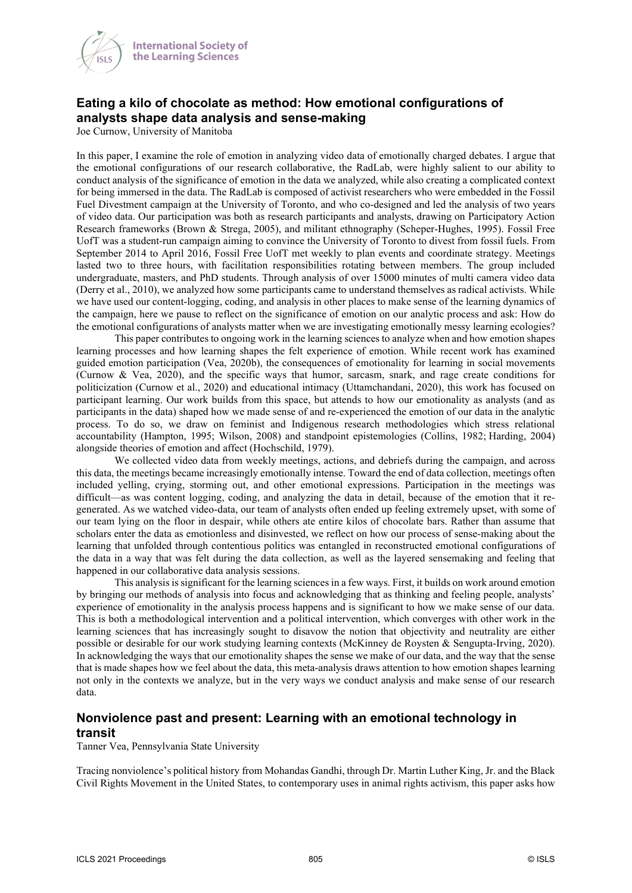## Eating a kilo of chocolate as method: How emotional configurations of analysts shape data analysis and sense-making

Joe Curnow, University of Manitoba

In this paper, I examine the role of emotion in analyzing video data of emotionally charged debates. I argue that the emotional configurations of our research collaborative, the RadLab, were highly salient to our ability to conduct analysis of the significance of emotion in the data we analyzed, while also creating a complicated context for being immersed in the data. The RadLab is composed of activist researchers who were embedded in the Fossil Fuel Divestment campaign at the University of Toronto, and who co-designed and led the analysis of two years of video data. Our participation was both as research participants and analysts, drawing on Participatory Action Research frameworks (Brown & Strega, 2005), and militant ethnography (Scheper-Hughes, 1995). Fossil Free UofT was a student-run campaign aiming to convince the University of Toronto to divest from fossil fuels. From September 2014 to April 2016, Fossil Free UofT met weekly to plan events and coordinate strategy. Meetings lasted two to three hours, with facilitation responsibilities rotating between members. The group included undergraduate, masters, and PhD students. Through analysis of over 15000 minutes of multi camera video data (Derry et al., 2010), we analyzed how some participants came to understand themselves as radical activists. While we have used our content-logging, coding, and analysis in other places to make sense of the learning dynamics of the campaign, here we pause to reflect on the significance of emotion on our analytic process and ask: How do the emotional configurations of analysts matter when we are investigating emotionally messy learning ecologies?

This paper contributes to ongoing work in the learning sciences to analyze when and how emotion shapes learning processes and how learning shapes the felt experience of emotion. While recent work has examined guided emotion participation (Vea, 2020b), the consequences of emotionality for learning in social movements (Curnow & Vea, 2020), and the specific ways that humor, sarcasm, snark, and rage create conditions for politicization (Curnow et al., 2020) and educational intimacy (Uttamchandani, 2020), this work has focused on participant learning. Our work builds from this space, but attends to how our emotionality as analysts (and as participants in the data) shaped how we made sense of and re-experienced the emotion of our data in the analytic process. To do so, we draw on feminist and Indigenous research methodologies which stress relational accountability (Hampton, 1995; Wilson, 2008) and standpoint epistemologies (Collins, 1982; Harding, 2004) alongside theories of emotion and affect (Hochschild, 1979).

We collected video data from weekly meetings, actions, and debriefs during the campaign, and across this data, the meetings became increasingly emotionally intense. Toward the end of data collection, meetings often included yelling, crying, storming out, and other emotional expressions. Participation in the meetings was difficult—as was content logging, coding, and analyzing the data in detail, because of the emotion that it re-generated. As we watched video-data, our team of analysts often ended up feeling extremely upset, with some of our team lying on the floor in despair, while others ate entire kilos of chocolate bars. Rather than assume that scholars enter the data as emotionless and disinvested, we reflect on how our process of sense-making about the learning that unfolded through contentious politics was entangled in reconstructed emotional configurations of the data in a way that was felt during the data collection, as well as the layered sensemaking and feeling that happened in our collaborative data analysis sessions.

This analysis is significant for the learning sciences in a few ways. First, it builds on work around emotion by bringing our methods of analysis into focus and acknowledging that as thinking and feeling people, analysts' experience of emotionality in the analysis process happens and is significant to how we make sense of our data. This is both a methodological intervention and a political intervention, which converges with other work in the learning sciences that has increasingly sought to disavow the notion that objectivity and neutrality are either possible or desirable for our work studying learning contexts (McKinney de Roysten & Sengupta-Irving, 2020). In acknowledging the ways that our emotionality shapes the sense we make of our data, and the way that the sense that is made shapes how we feel about the data, this meta-analysis draws attention to how emotion shapes learning not only in the contexts we analyze, but in the very ways we conduct analysis and make sense of our research data.

## Nonviolence past and present: Learning with an emotional technology in transit

Tanner Vea, Pennsylvania State University

Tracing nonviolence's political history from Mohandas Gandhi, through Dr. Martin Luther King, Jr. and the Black Civil Rights Movement in the United States, to contemporary uses in animal rights activism, this paper asks how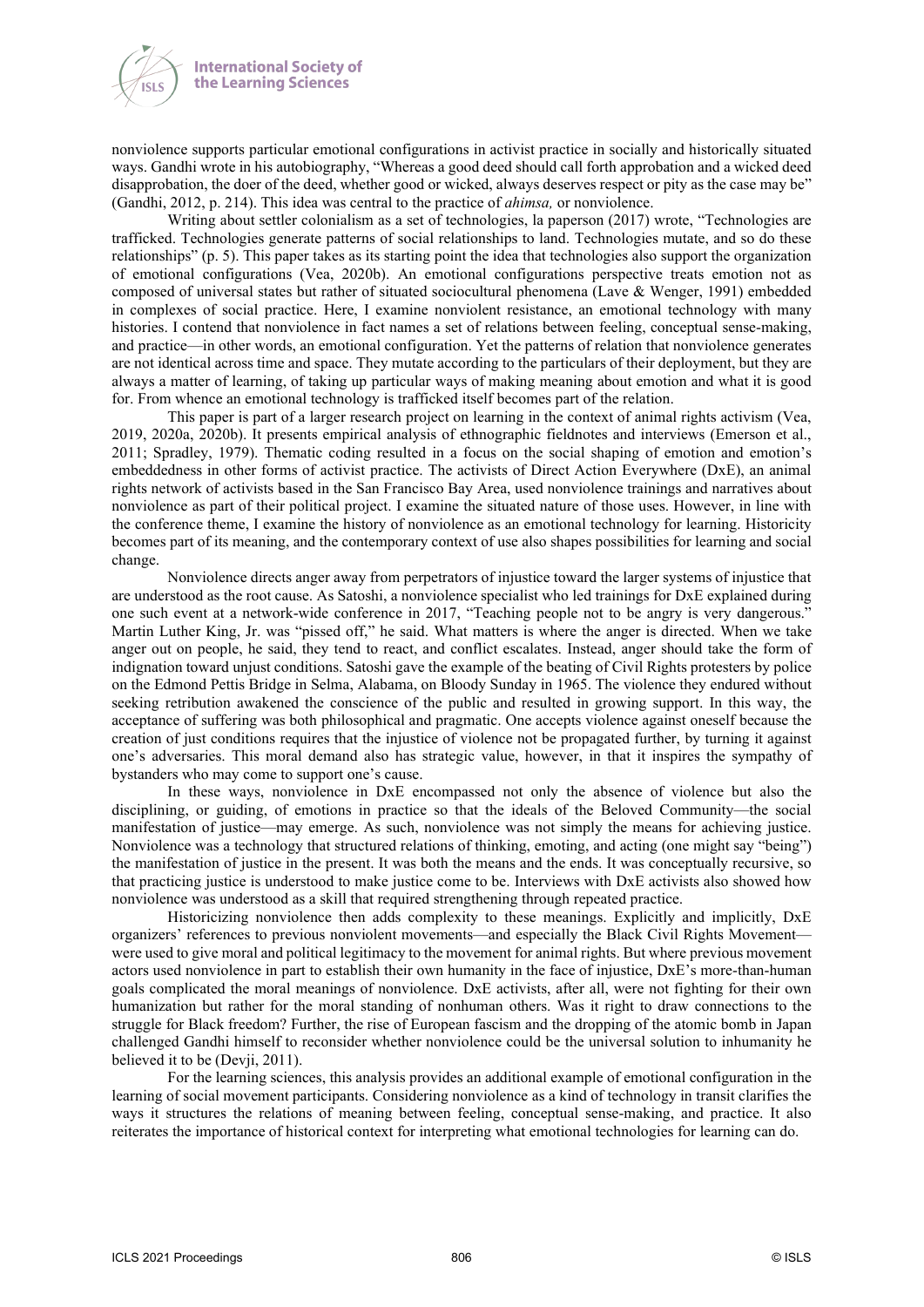nonviolence supports particular emotional configurations in activist practice in socially and historically situated ways. Gandhi wrote in his autobiography, "Whereas a good deed should call forth approbation and a wicked deed disapprobation, the doer of the deed, whether good or wicked, always deserves respect or pity as the case may be" (Gandhi, 2012, p. 214). This idea was central to the practice of *ahimsa,* or nonviolence.

Writing about settler colonialism as a set of technologies, la paperson (2017) wrote, "Technologies are trafficked. Technologies generate patterns of social relationships to land. Technologies mutate, and so do these relationships" (p. 5). This paper takes as its starting point the idea that technologies also support the organization of emotional configurations (Vea, 2020b). An emotional configurations perspective treats emotion not as composed of universal states but rather of situated sociocultural phenomena (Lave & Wenger, 1991) embedded in complexes of social practice. Here, I examine nonviolent resistance, an emotional technology with many histories. I contend that nonviolence in fact names a set of relations between feeling, conceptual sense-making, and practice—in other words, an emotional configuration. Yet the patterns of relation that nonviolence generates are not identical across time and space. They mutate according to the particulars of their deployment, but they are always a matter of learning, of taking up particular ways of making meaning about emotion and what it is good for. From whence an emotional technology is trafficked itself becomes part of the relation.

This paper is part of a larger research project on learning in the context of animal rights activism (Vea, 2019, 2020a, 2020b). It presents empirical analysis of ethnographic fieldnotes and interviews (Emerson et al., 2011; Spradley, 1979). Thematic coding resulted in a focus on the social shaping of emotion and emotion's embeddedness in other forms of activist practice. The activists of Direct Action Everywhere (DxE), an animal rights network of activists based in the San Francisco Bay Area, used nonviolence trainings and narratives about nonviolence as part of their political project. I examine the situated nature of those uses. However, in line with the conference theme, I examine the history of nonviolence as an emotional technology for learning. Historicity becomes part of its meaning, and the contemporary context of use also shapes possibilities for learning and social change.

Nonviolence directs anger away from perpetrators of injustice toward the larger systems of injustice that are understood as the root cause. As Satoshi, a nonviolence specialist who led trainings for DxE explained during one such event at a network-wide conference in 2017, "Teaching people not to be angry is very dangerous." Martin Luther King, Jr. was "pissed off," he said. What matters is where the anger is directed. When we take anger out on people, he said, they tend to react, and conflict escalates. Instead, anger should take the form of indignation toward unjust conditions. Satoshi gave the example of the beating of Civil Rights protesters by police on the Edmond Pettis Bridge in Selma, Alabama, on Bloody Sunday in 1965. The violence they endured without seeking retribution awakened the conscience of the public and resulted in growing support. In this way, the acceptance of suffering was both philosophical and pragmatic. One accepts violence against oneself because the creation of just conditions requires that the injustice of violence not be propagated further, by turning it against one's adversaries. This moral demand also has strategic value, however, in that it inspires the sympathy of bystanders who may come to support one's cause.

In these ways, nonviolence in DxE encompassed not only the absence of violence but also the disciplining, or guiding, of emotions in practice so that the ideals of the Beloved Community—the social manifestation of justice—may emerge. As such, nonviolence was not simply the means for achieving justice. Nonviolence was a technology that structured relations of thinking, emoting, and acting (one might say "being") the manifestation of justice in the present. It was both the means and the ends. It was conceptually recursive, so that practicing justice is understood to make justice come to be. Interviews with DxE activists also showed how nonviolence was understood as a skill that required strengthening through repeated practice.

Historicizing nonviolence then adds complexity to these meanings. Explicitly and implicitly, DxE organizers' references to previous nonviolent movements—and especially the Black Civil Rights Movement—were used to give moral and political legitimacy to the movement for animal rights. But where previous movement actors used nonviolence in part to establish their own humanity in the face of injustice, DxE's more-than-human goals complicated the moral meanings of nonviolence. DxE activists, after all, were not fighting for their own humanization but rather for the moral standing of nonhuman others. Was it right to draw connections to the struggle for Black freedom? Further, the rise of European fascism and the dropping of the atomic bomb in Japan challenged Gandhi himself to reconsider whether nonviolence could be the universal solution to inhumanity he believed it to be (Devji, 2011).

For the learning sciences, this analysis provides an additional example of emotional configuration in the learning of social movement participants. Considering nonviolence as a kind of technology in transit clarifies the ways it structures the relations of meaning between feeling, conceptual sense-making, and practice. It also reiterates the importance of historical context for interpreting what emotional technologies for learning can do.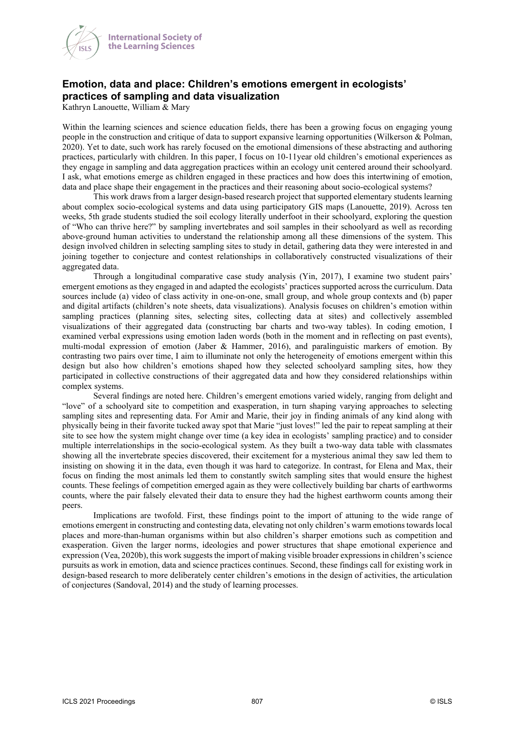## Emotion, data and place: Children's emotions emergent in ecologists' practices of sampling and data visualization

Kathryn Lanouette, William & Mary

Within the learning sciences and science education fields, there has been a growing focus on engaging young people in the construction and critique of data to support expansive learning opportunities (Wilkerson & Polman, 2020). Yet to date, such work has rarely focused on the emotional dimensions of these abstracting and authoring practices, particularly with children. In this paper, I focus on 10-11year old children's emotional experiences as they engage in sampling and data aggregation practices within an ecology unit centered around their schoolyard. I ask, what emotions emerge as children engaged in these practices and how does this intertwining of emotion, data and place shape their engagement in the practices and their reasoning about socio-ecological systems?

This work draws from a larger design-based research project that supported elementary students learning about complex socio-ecological systems and data using participatory GIS maps (Lanouette, 2019). Across ten weeks, 5th grade students studied the soil ecology literally underfoot in their schoolyard, exploring the question of "Who can thrive here?" by sampling invertebrates and soil samples in their schoolyard as well as recording above-ground human activities to understand the relationship among all these dimensions of the system. This design involved children in selecting sampling sites to study in detail, gathering data they were interested in and joining together to conjecture and contest relationships in collaboratively constructed visualizations of their aggregated data.

Through a longitudinal comparative case study analysis (Yin, 2017), I examine two student pairs' emergent emotions as they engaged in and adapted the ecologists' practices supported across the curriculum. Data sources include (a) video of class activity in one-on-one, small group, and whole group contexts and (b) paper and digital artifacts (children's note sheets, data visualizations). Analysis focuses on children's emotion within sampling practices (planning sites, selecting sites, collecting data at sites) and collectively assembled visualizations of their aggregated data (constructing bar charts and two-way tables). In coding emotion, I examined verbal expressions using emotion laden words (both in the moment and in reflecting on past events), multi-modal expression of emotion (Jaber & Hammer, 2016), and paralinguistic markers of emotion. By contrasting two pairs over time, I aim to illuminate not only the heterogeneity of emotions emergent within this design but also how children's emotions shaped how they selected schoolyard sampling sites, how they participated in collective constructions of their aggregated data and how they considered relationships within complex systems.

Several findings are noted here. Children's emergent emotions varied widely, ranging from delight and "love" of a schoolyard site to competition and exasperation, in turn shaping varying approaches to selecting sampling sites and representing data. For Amir and Marie, their joy in finding animals of any kind along with physically being in their favorite tucked away spot that Marie "just loves!" led the pair to repeat sampling at their site to see how the system might change over time (a key idea in ecologists' sampling practice) and to consider multiple interrelationships in the socio-ecological system. As they built a two-way data table with classmates showing all the invertebrate species discovered, their excitement for a mysterious animal they saw led them to insisting on showing it in the data, even though it was hard to categorize. In contrast, for Elena and Max, their focus on finding the most animals led them to constantly switch sampling sites that would ensure the highest counts. These feelings of competition emerged again as they were collectively building bar charts of earthworms counts, where the pair falsely elevated their data to ensure they had the highest earthworm counts among their peers.

Implications are twofold. First, these findings point to the import of attuning to the wide range of emotions emergent in constructing and contesting data, elevating not only children's warm emotions towards local places and more-than-human organisms within but also children's sharper emotions such as competition and exasperation. Given the larger norms, ideologies and power structures that shape emotional experience and expression (Vea, 2020b), this work suggests the import of making visible broader expressions in children's science pursuits as work in emotion, data and science practices continues. Second, these findings call for existing work in design-based research to more deliberately center children's emotions in the design of activities, the articulation of conjectures (Sandoval, 2014) and the study of learning processes.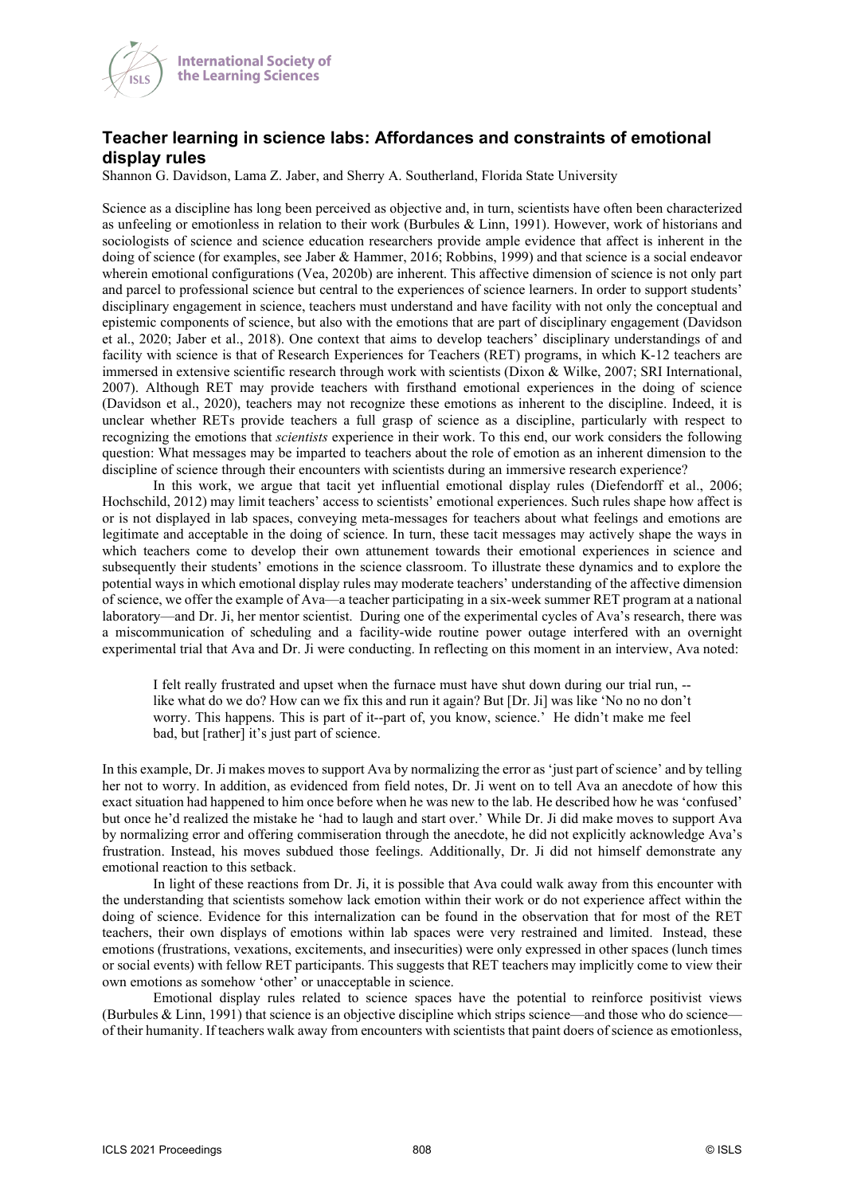## Teacher learning in science labs: Affordances and constraints of emotional display rules

Shannon G. Davidson, Lama Z. Jaber, and Sherry A. Southerland, Florida State University

Science as a discipline has long been perceived as objective and, in turn, scientists have often been characterized as unfeeling or emotionless in relation to their work (Burbules & Linn, 1991). However, work of historians and sociologists of science and science education researchers provide ample evidence that affect is inherent in the doing of science (for examples, see Jaber & Hammer, 2016; Robbins, 1999) and that science is a social endeavor wherein emotional configurations (Vea, 2020b) are inherent. This affective dimension of science is not only part and parcel to professional science but central to the experiences of science learners. In order to support students' disciplinary engagement in science, teachers must understand and have facility with not only the conceptual and epistemic components of science, but also with the emotions that are part of disciplinary engagement (Davidson et al., 2020; Jaber et al., 2018). One context that aims to develop teachers' disciplinary understandings of and facility with science is that of Research Experiences for Teachers (RET) programs, in which K-12 teachers are immersed in extensive scientific research through work with scientists (Dixon & Wilke, 2007; SRI International, 2007). Although RET may provide teachers with firsthand emotional experiences in the doing of science (Davidson et al., 2020), teachers may not recognize these emotions as inherent to the discipline. Indeed, it is unclear whether RETs provide teachers a full grasp of science as a discipline, particularly with respect to recognizing the emotions that *scientists* experience in their work. To this end, our work considers the following question: What messages may be imparted to teachers about the role of emotion as an inherent dimension to the discipline of science through their encounters with scientists during an immersive research experience?

In this work, we argue that tacit yet influential emotional display rules (Diefendorff et al., 2006; Hochschild, 2012) may limit teachers' access to scientists' emotional experiences. Such rules shape how affect is or is not displayed in lab spaces, conveying meta-messages for teachers about what feelings and emotions are legitimate and acceptable in the doing of science. In turn, these tacit messages may actively shape the ways in which teachers come to develop their own attunement towards their emotional experiences in science and subsequently their students' emotions in the science classroom. To illustrate these dynamics and to explore the potential ways in which emotional display rules may moderate teachers' understanding of the affective dimension of science, we offer the example of Ava—a teacher participating in a six-week summer RET program at a national laboratory—and Dr. Ji, her mentor scientist. During one of the experimental cycles of Ava's research, there was a miscommunication of scheduling and a facility-wide routine power outage interfered with an overnight experimental trial that Ava and Dr. Ji were conducting. In reflecting on this moment in an interview, Ava noted:

> I felt really frustrated and upset when the furnace must have shut down during our trial run, -- like what do we do? How can we fix this and run it again? But [Dr. Ji] was like 'No no no don't worry. This happens. This is part of it--part of, you know, science.' He didn't make me feel bad, but [rather] it's just part of science.

In this example, Dr. Ji makes moves to support Ava by normalizing the error as 'just part of science' and by telling her not to worry. In addition, as evidenced from field notes, Dr. Ji went on to tell Ava an anecdote of how this exact situation had happened to him once before when he was new to the lab. He described how he was 'confused' but once he'd realized the mistake he 'had to laugh and start over.' While Dr. Ji did make moves to support Ava by normalizing error and offering commiseration through the anecdote, he did not explicitly acknowledge Ava's frustration. Instead, his moves subdued those feelings. Additionally, Dr. Ji did not himself demonstrate any emotional reaction to this setback.

In light of these reactions from Dr. Ji, it is possible that Ava could walk away from this encounter with the understanding that scientists somehow lack emotion within their work or do not experience affect within the doing of science. Evidence for this internalization can be found in the observation that for most of the RET teachers, their own displays of emotions within lab spaces were very restrained and limited. Instead, these emotions (frustrations, vexations, excitements, and insecurities) were only expressed in other spaces (lunch times or social events) with fellow RET participants. This suggests that RET teachers may implicitly come to view their own emotions as somehow 'other' or unacceptable in science.

Emotional display rules related to science spaces have the potential to reinforce positivist views (Burbules & Linn, 1991) that science is an objective discipline which strips science—and those who do science—of their humanity. If teachers walk away from encounters with scientists that paint doers of science as emotionless,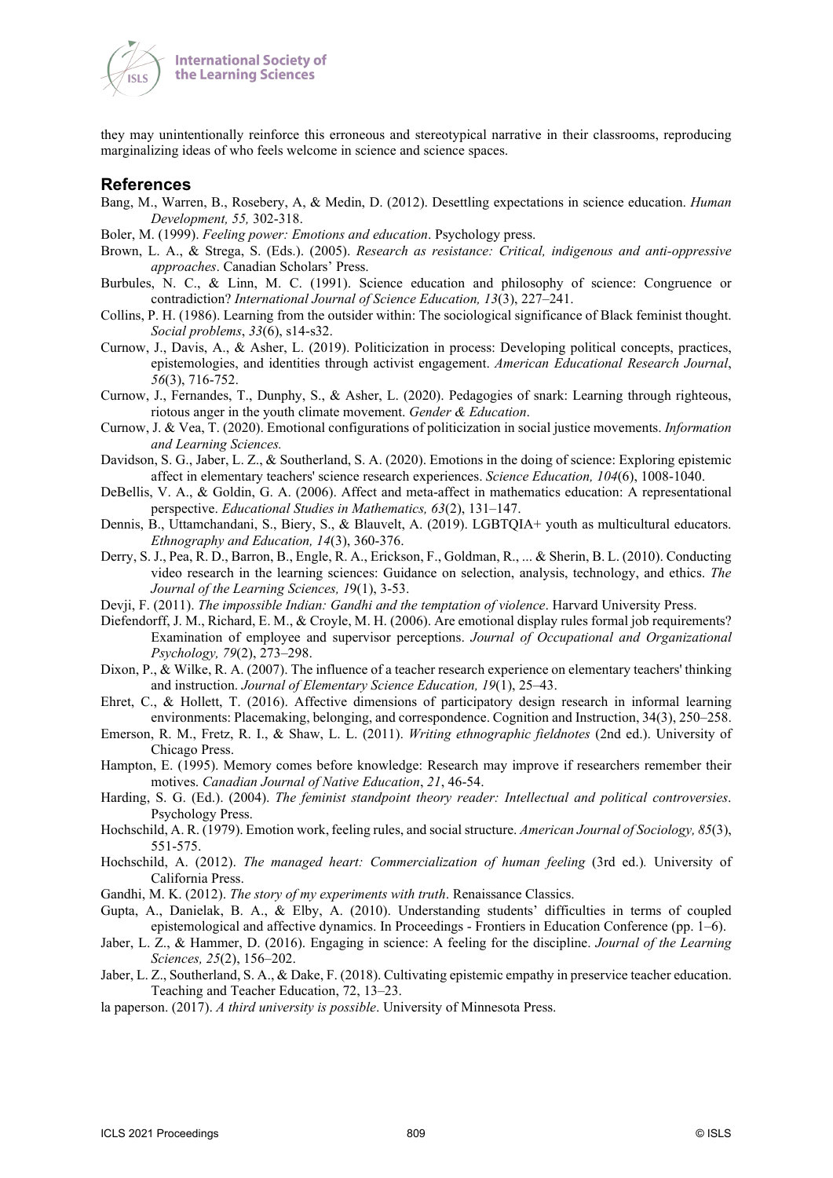they may unintentionally reinforce this erroneous and stereotypical narrative in their classrooms, reproducing marginalizing ideas of who feels welcome in science and science spaces.

## References

Bang, M., Warren, B., Rosebery, A, & Medin, D. (2012). Desettling expectations in science education. *Human Development, 55,* 302-318.

Boler, M. (1999). *Feeling power: Emotions and education*. Psychology press.

Brown, L. A., & Strega, S. (Eds.). (2005). *Research as resistance: Critical, indigenous and anti-oppressive approaches*. Canadian Scholars' Press.

Burbules, N. C., & Linn, M. C. (1991). Science education and philosophy of science: Congruence or contradiction? *International Journal of Science Education, 13*(3), 227–241.

Collins, P. H. (1986). Learning from the outsider within: The sociological significance of Black feminist thought. *Social problems*, *33*(6), s14-s32.

Curnow, J., Davis, A., & Asher, L. (2019). Politicization in process: Developing political concepts, practices, epistemologies, and identities through activist engagement. *American Educational Research Journal*, *56*(3), 716-752.

Curnow, J., Fernandes, T., Dunphy, S., & Asher, L. (2020). Pedagogies of snark: Learning through righteous, riotous anger in the youth climate movement. *Gender & Education*.

Curnow, J. & Vea, T. (2020). Emotional configurations of politicization in social justice movements. *Information and Learning Sciences.*

Davidson, S. G., Jaber, L. Z., & Southerland, S. A. (2020). Emotions in the doing of science: Exploring epistemic affect in elementary teachers' science research experiences. *Science Education, 104*(6), 1008-1040.

DeBellis, V. A., & Goldin, G. A. (2006). Affect and meta-affect in mathematics education: A representational perspective. *Educational Studies in Mathematics, 63*(2), 131–147.

Dennis, B., Uttamchandani, S., Biery, S., & Blauvelt, A. (2019). LGBTQIA+ youth as multicultural educators. *Ethnography and Education, 14*(3), 360-376.

Derry, S. J., Pea, R. D., Barron, B., Engle, R. A., Erickson, F., Goldman, R., ... & Sherin, B. L. (2010). Conducting video research in the learning sciences: Guidance on selection, analysis, technology, and ethics. *The Journal of the Learning Sciences, 19*(1), 3-53.

Devji, F. (2011). *The impossible Indian: Gandhi and the temptation of violence*. Harvard University Press.

Diefendorff, J. M., Richard, E. M., & Croyle, M. H. (2006). Are emotional display rules formal job requirements? Examination of employee and supervisor perceptions. *Journal of Occupational and Organizational Psychology, 79*(2), 273–298.

Dixon, P., & Wilke, R. A. (2007). The influence of a teacher research experience on elementary teachers' thinking and instruction. *Journal of Elementary Science Education, 19*(1), 25–43.

Ehret, C., & Hollett, T. (2016). Affective dimensions of participatory design research in informal learning environments: Placemaking, belonging, and correspondence. Cognition and Instruction, 34(3), 250–258.

Emerson, R. M., Fretz, R. I., & Shaw, L. L. (2011). *Writing ethnographic fieldnotes* (2nd ed.). University of Chicago Press.

Hampton, E. (1995). Memory comes before knowledge: Research may improve if researchers remember their motives. *Canadian Journal of Native Education*, *21*, 46-54.

Harding, S. G. (Ed.). (2004). *The feminist standpoint theory reader: Intellectual and political controversies*. Psychology Press.

Hochschild, A. R. (1979). Emotion work, feeling rules, and social structure. *American Journal of Sociology, 85*(3), 551-575.

Hochschild, A. (2012). *The managed heart: Commercialization of human feeling* (3rd ed.)*.* University of California Press.

Gandhi, M. K. (2012). *The story of my experiments with truth*. Renaissance Classics.

Gupta, A., Danielak, B. A., & Elby, A. (2010). Understanding students' difficulties in terms of coupled epistemological and affective dynamics. In Proceedings - Frontiers in Education Conference (pp. 1–6).

Jaber, L. Z., & Hammer, D. (2016). Engaging in science: A feeling for the discipline. *Journal of the Learning Sciences, 25*(2), 156–202.

Jaber, L. Z., Southerland, S. A., & Dake, F. (2018). Cultivating epistemic empathy in preservice teacher education. Teaching and Teacher Education, 72, 13–23.

la paperson. (2017). *A third university is possible*. University of Minnesota Press.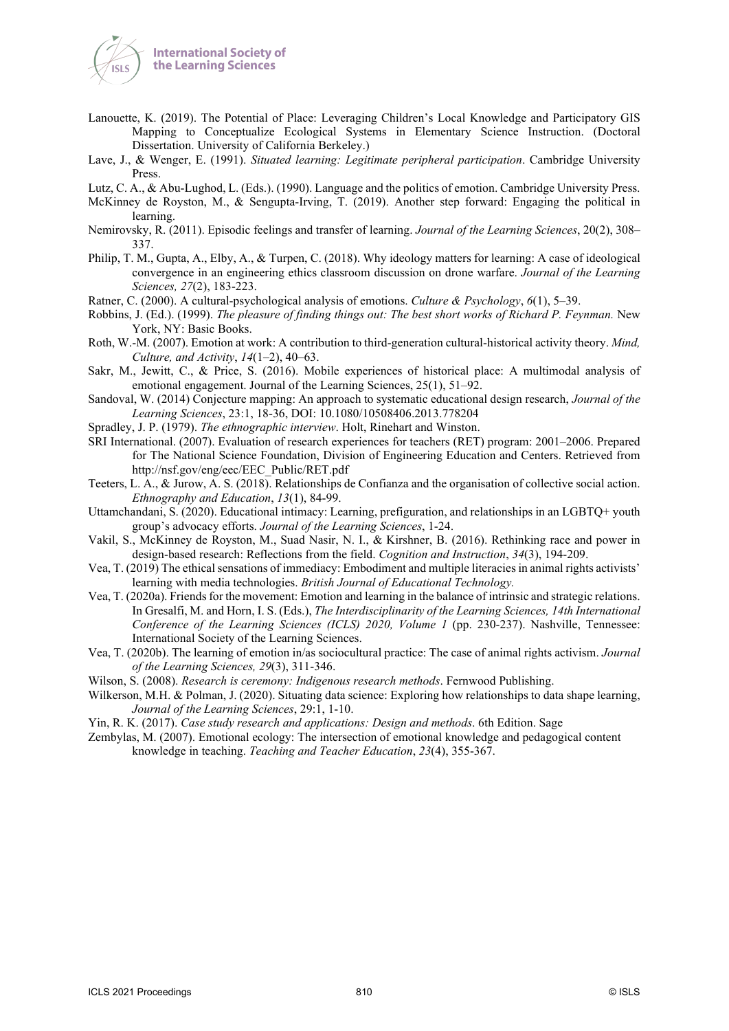Lanouette, K. (2019). The Potential of Place: Leveraging Children's Local Knowledge and Participatory GIS Mapping to Conceptualize Ecological Systems in Elementary Science Instruction. (Doctoral Dissertation. University of California Berkeley.)

Lave, J., & Wenger, E. (1991). *Situated learning: Legitimate peripheral participation*. Cambridge University Press.

Lutz, C. A., & Abu-Lughod, L. (Eds.). (1990). Language and the politics of emotion. Cambridge University Press.

McKinney de Royston, M., & Sengupta-Irving, T. (2019). Another step forward: Engaging the political in learning.

Nemirovsky, R. (2011). Episodic feelings and transfer of learning. *Journal of the Learning Sciences*, 20(2), 308–337.

Philip, T. M., Gupta, A., Elby, A., & Turpen, C. (2018). Why ideology matters for learning: A case of ideological convergence in an engineering ethics classroom discussion on drone warfare. *Journal of the Learning Sciences, 27*(2), 183-223.

Ratner, C. (2000). A cultural-psychological analysis of emotions. *Culture & Psychology*, *6*(1), 5–39.

Robbins, J. (Ed.). (1999). *The pleasure of finding things out: The best short works of Richard P. Feynman.* New York, NY: Basic Books.

Roth, W.-M. (2007). Emotion at work: A contribution to third-generation cultural-historical activity theory. *Mind, Culture, and Activity*, *14*(1–2), 40–63.

Sakr, M., Jewitt, C., & Price, S. (2016). Mobile experiences of historical place: A multimodal analysis of emotional engagement. Journal of the Learning Sciences, 25(1), 51–92.

Sandoval, W. (2014) Conjecture mapping: An approach to systematic educational design research, *Journal of the Learning Sciences*, 23:1, 18-36, DOI: 10.1080/10508406.2013.778204

Spradley, J. P. (1979). *The ethnographic interview*. Holt, Rinehart and Winston.

SRI International. (2007). Evaluation of research experiences for teachers (RET) program: 2001–2006. Prepared for The National Science Foundation, Division of Engineering Education and Centers. Retrieved from http://nsf.gov/eng/eec/EEC_Public/RET.pdf

Teeters, L. A., & Jurow, A. S. (2018). Relationships de Confianza and the organisation of collective social action. *Ethnography and Education*, *13*(1), 84-99.

Uttamchandani, S. (2020). Educational intimacy: Learning, prefiguration, and relationships in an LGBTQ+ youth group's advocacy efforts. *Journal of the Learning Sciences*, 1-24.

Vakil, S., McKinney de Royston, M., Suad Nasir, N. I., & Kirshner, B. (2016). Rethinking race and power in design-based research: Reflections from the field. *Cognition and Instruction*, *34*(3), 194-209.

Vea, T. (2019) The ethical sensations of immediacy: Embodiment and multiple literacies in animal rights activists' learning with media technologies. *British Journal of Educational Technology.*

Vea, T. (2020a). Friends for the movement: Emotion and learning in the balance of intrinsic and strategic relations. In Gresalfi, M. and Horn, I. S. (Eds.), *The Interdisciplinarity of the Learning Sciences, 14th International Conference of the Learning Sciences (ICLS) 2020, Volume 1* (pp. 230-237). Nashville, Tennessee: International Society of the Learning Sciences.

Vea, T. (2020b). The learning of emotion in/as sociocultural practice: The case of animal rights activism. *Journal of the Learning Sciences, 29*(3), 311-346.

Wilson, S. (2008). *Research is ceremony: Indigenous research methods*. Fernwood Publishing.

Wilkerson, M.H. & Polman, J. (2020). Situating data science: Exploring how relationships to data shape learning, *Journal of the Learning Sciences*, 29:1, 1-10.

Yin, R. K. (2017). *Case study research and applications: Design and methods*. 6th Edition. Sage

Zembylas, M. (2007). Emotional ecology: The intersection of emotional knowledge and pedagogical content knowledge in teaching. *Teaching and Teacher Education*, *23*(4), 355-367.